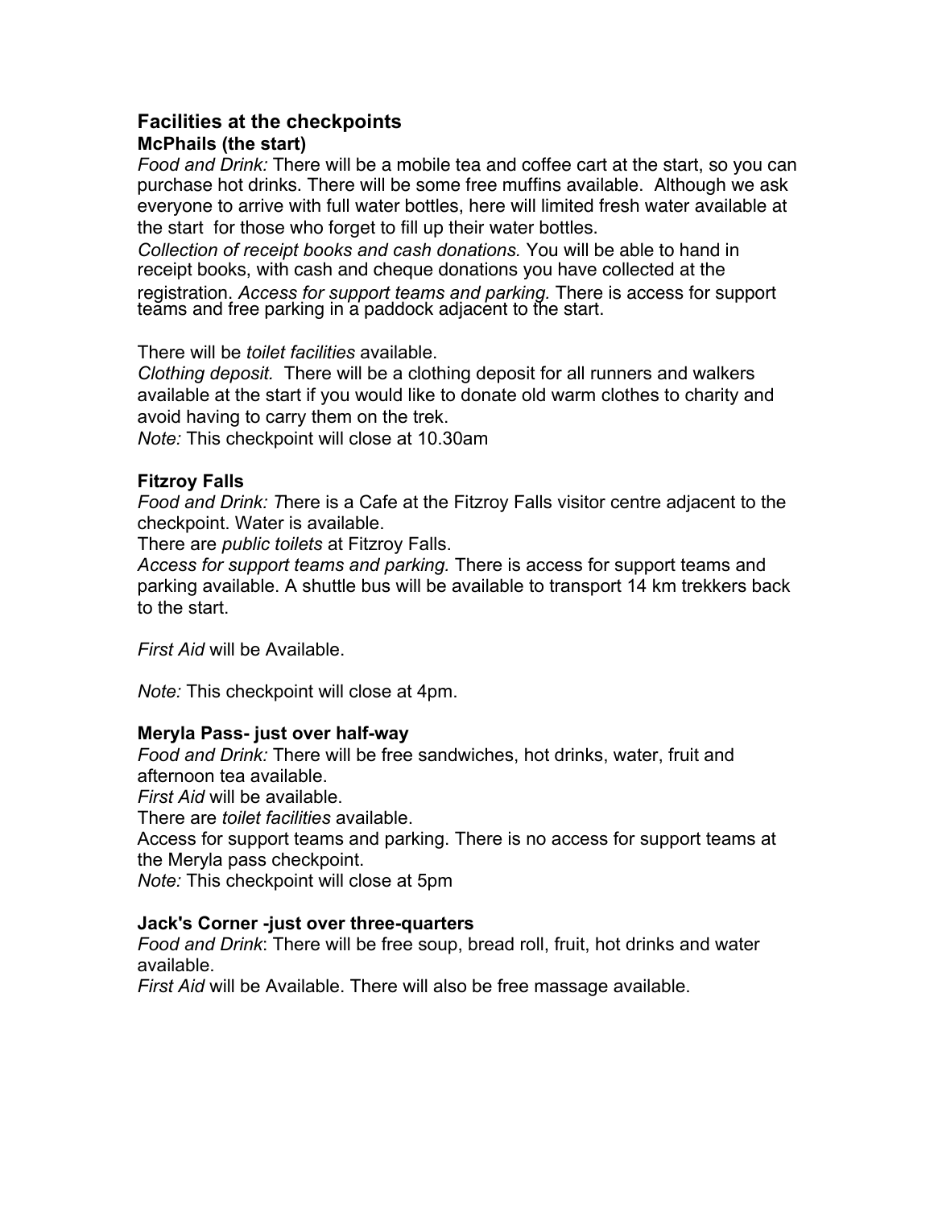## Facilities at the checkpoints

### McPhails (the start)

*Food and Drink:* There will be a mobile tea and coffee cart at the start, so you can purchase hot drinks. There will be some free muffins available. Although we ask everyone to arrive with full water bottles, here will limited fresh water available at the start for those who forget to fill up their water bottles.

*Collection of receipt books and cash donations.* You will be able to hand in receipt books, with cash and cheque donations you have collected at the registration. *Access for support teams and parking.* There is access for support teams and free parking in a paddock adjacent to the start.

There will be *toilet facilities* available.

*Clothing deposit.* There will be a clothing deposit for all runners and walkers available at the start if you would like to donate old warm clothes to charity and avoid having to carry them on the trek.

*Note:* This checkpoint will close at 10.30am

### Fitzroy Falls

*Food and Drink: T*here is a Cafe at the Fitzroy Falls visitor centre adjacent to the checkpoint. Water is available.

There are *public toilets* at Fitzroy Falls.

*Access for support teams and parking.* There is access for support teams and parking available. A shuttle bus will be available to transport 14 km trekkers back to the start.

*First Aid* will be Available.

*Note:* This checkpoint will close at 4pm.

### Meryla Pass- just over half-way

*Food and Drink:* There will be free sandwiches, hot drinks, water, fruit and afternoon tea available.

*First Aid* will be available.

There are *toilet facilities* available.

Access for support teams and parking. There is no access for support teams at the Meryla pass checkpoint.

*Note:* This checkpoint will close at 5pm

### Jack's Corner -just over three-quarters

*Food and Drink*: There will be free soup, bread roll, fruit, hot drinks and water available.

*First Aid* will be Available. There will also be free massage available.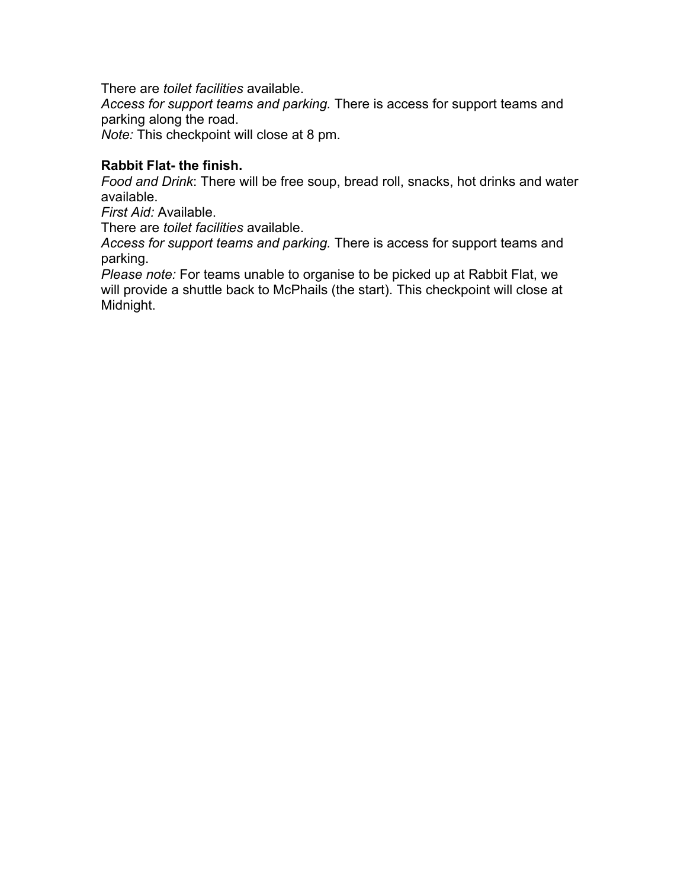There are *toilet facilities* available.
*Access for support teams and parking.* There is access for support teams and parking along the road.
*Note:* This checkpoint will close at 8 pm.

**Rabbit Flat- the finish.**
*Food and Drink*: There will be free soup, bread roll, snacks, hot drinks and water available.
*First Aid:* Available.
There are *toilet facilities* available.
*Access for support teams and parking.* There is access for support teams and parking.
*Please note:* For teams unable to organise to be picked up at Rabbit Flat, we will provide a shuttle back to McPhails (the start). This checkpoint will close at Midnight.